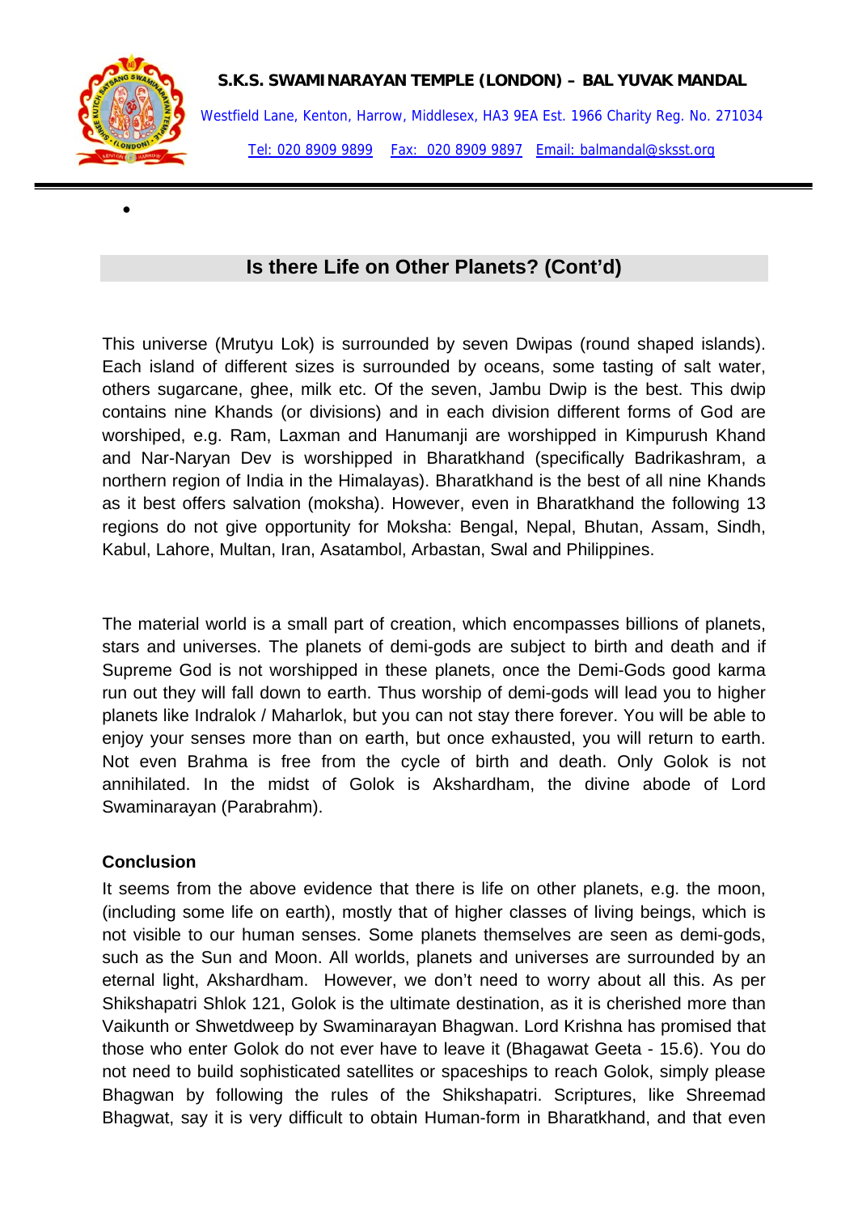**S.K.S. SWAMINARAYAN TEMPLE (LONDON) – BAL YUVAK MANDAL**

Westfield Lane, Kenton, Harrow, Middlesex, HA3 9EA Est. 1966 Charity Reg. No. 271034

Tel: 020 8909 9899 Fax: 020 8909 9897 Email: balmandal@sksst.org

## Is there Life on Other Planets? (Cont'd)

This universe (Mrutyu Lok) is surrounded by seven Dwipas (round shaped islands). Each island of different sizes is surrounded by oceans, some tasting of salt water, others sugarcane, ghee, milk etc. Of the seven, Jambu Dwip is the best. This dwip contains nine Khands (or divisions) and in each division different forms of God are worshiped, e.g. Ram, Laxman and Hanumanji are worshipped in Kimpurush Khand and Nar-Naryan Dev is worshipped in Bharatkhand (specifically Badrikashram, a northern region of India in the Himalayas). Bharatkhand is the best of all nine Khands as it best offers salvation (moksha). However, even in Bharatkhand the following 13 regions do not give opportunity for Moksha: Bengal, Nepal, Bhutan, Assam, Sindh, Kabul, Lahore, Multan, Iran, Asatambol, Arbastan, Swal and Philippines.

The material world is a small part of creation, which encompasses billions of planets, stars and universes. The planets of demi-gods are subject to birth and death and if Supreme God is not worshipped in these planets, once the Demi-Gods good karma run out they will fall down to earth. Thus worship of demi-gods will lead you to higher planets like Indralok / Maharlok, but you can not stay there forever. You will be able to enjoy your senses more than on earth, but once exhausted, you will return to earth. Not even Brahma is free from the cycle of birth and death. Only Golok is not annihilated. In the midst of Golok is Akshardham, the divine abode of Lord Swaminarayan (Parabrahm).

**Conclusion**

It seems from the above evidence that there is life on other planets, e.g. the moon, (including some life on earth), mostly that of higher classes of living beings, which is not visible to our human senses. Some planets themselves are seen as demi-gods, such as the Sun and Moon. All worlds, planets and universes are surrounded by an eternal light, Akshardham. However, we don't need to worry about all this. As per Shikshapatri Shlok 121, Golok is the ultimate destination, as it is cherished more than Vaikunth or Shwetdweep by Swaminarayan Bhagwan. Lord Krishna has promised that those who enter Golok do not ever have to leave it (Bhagawat Geeta - 15.6). You do not need to build sophisticated satellites or spaceships to reach Golok, simply please Bhagwan by following the rules of the Shikshapatri. Scriptures, like Shreemad Bhagwat, say it is very difficult to obtain Human-form in Bharatkhand, and that even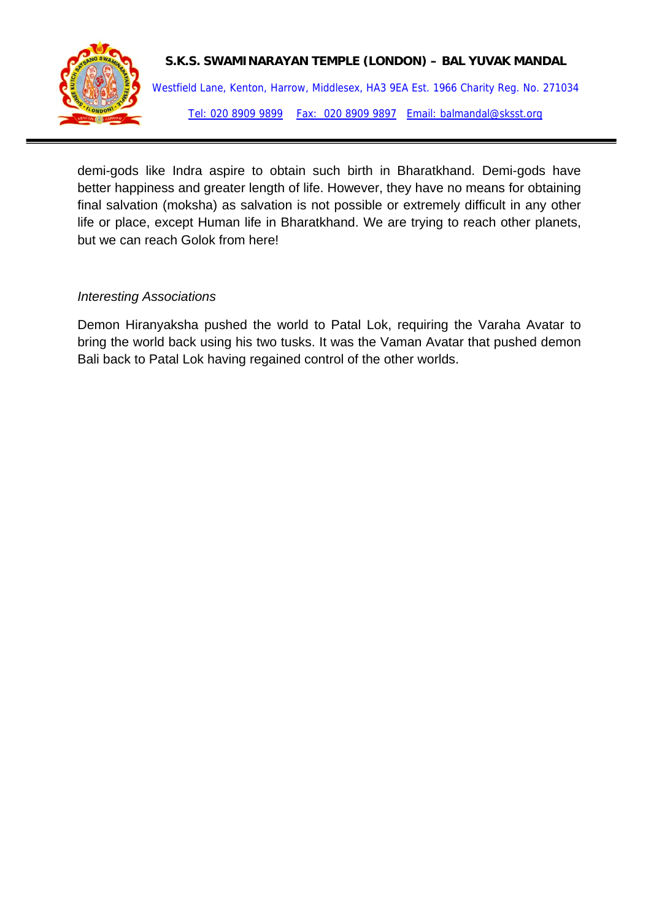demi-gods like Indra aspire to obtain such birth in Bharatkhand. Demi-gods have better happiness and greater length of life. However, they have no means for obtaining final salvation (moksha) as salvation is not possible or extremely difficult in any other life or place, except Human life in Bharatkhand. We are trying to reach other planets, but we can reach Golok from here!

*Interesting Associations*

Demon Hiranyaksha pushed the world to Patal Lok, requiring the Varaha Avatar to bring the world back using his two tusks. It was the Vaman Avatar that pushed demon Bali back to Patal Lok having regained control of the other worlds.